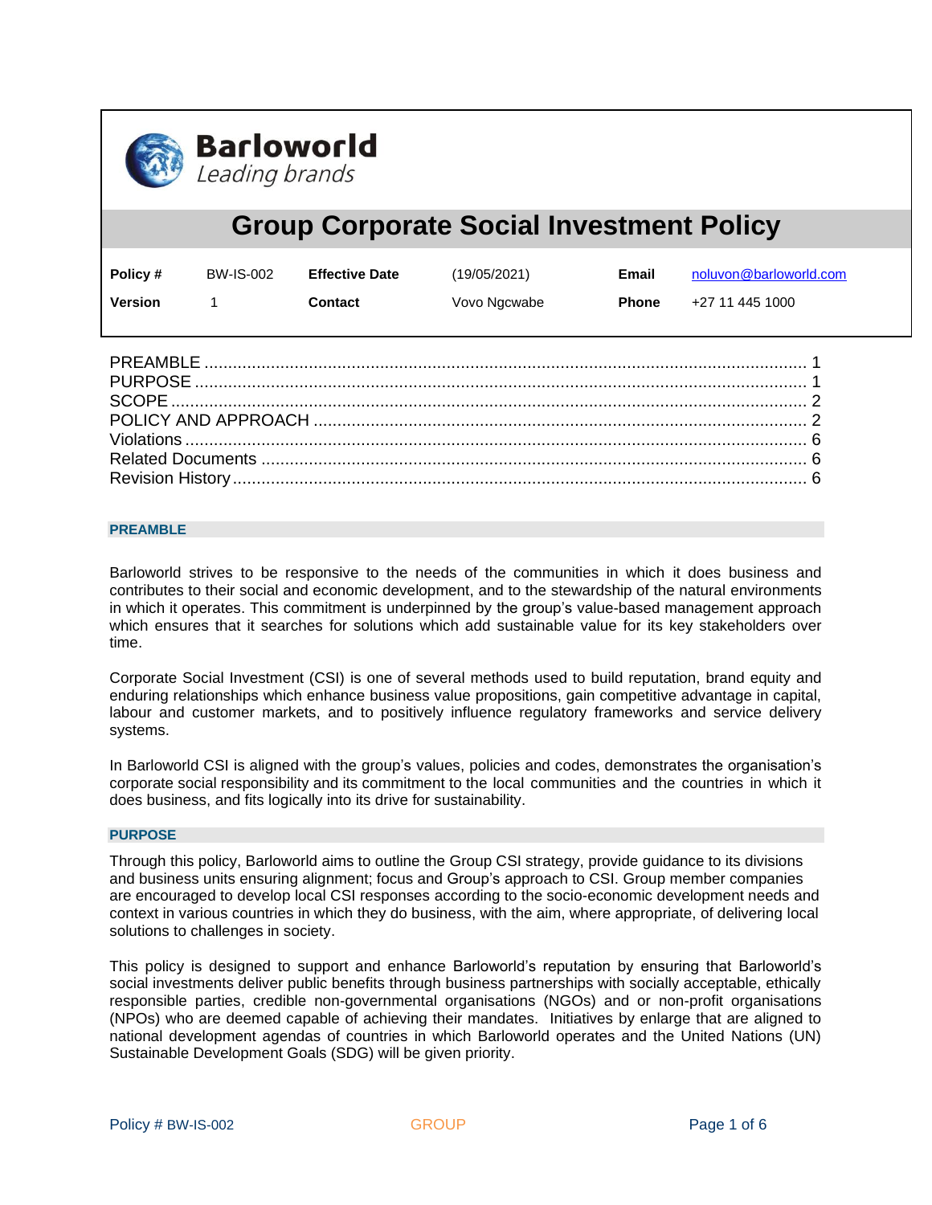**Barloworld**
*Leading brands*

# Group Corporate Social Investment Policy

| | | | | | |
|---|---|---|---|---|---|
| **Policy #** | BW-IS-002 | **Effective Date** | (19/05/2021) | **Email** | noluvon@barloworld.com |
| **Version** | 1 | **Contact** | Vovo Ngcwabe | **Phone** | +27 11 445 1000 |

PREAMBLE ........................................................................ 1
PURPOSE ........................................................................ 1
SCOPE ........................................................................ 2
POLICY AND APPROACH ........................................................................ 2
Violations ........................................................................ 6
Related Documents ........................................................................ 6
Revision History ........................................................................ 6

## PREAMBLE

Barloworld strives to be responsive to the needs of the communities in which it does business and contributes to their social and economic development, and to the stewardship of the natural environments in which it operates. This commitment is underpinned by the group's value-based management approach which ensures that it searches for solutions which add sustainable value for its key stakeholders over time.

Corporate Social Investment (CSI) is one of several methods used to build reputation, brand equity and enduring relationships which enhance business value propositions, gain competitive advantage in capital, labour and customer markets, and to positively influence regulatory frameworks and service delivery systems.

In Barloworld CSI is aligned with the group's values, policies and codes, demonstrates the organisation's corporate social responsibility and its commitment to the local communities and the countries in which it does business, and fits logically into its drive for sustainability.

## PURPOSE

Through this policy, Barloworld aims to outline the Group CSI strategy, provide guidance to its divisions and business units ensuring alignment; focus and Group's approach to CSI. Group member companies are encouraged to develop local CSI responses according to the socio-economic development needs and context in various countries in which they do business, with the aim, where appropriate, of delivering local solutions to challenges in society.

This policy is designed to support and enhance Barloworld's reputation by ensuring that Barloworld's social investments deliver public benefits through business partnerships with socially acceptable, ethically responsible parties, credible non-governmental organisations (NGOs) and or non-profit organisations (NPOs) who are deemed capable of achieving their mandates. Initiatives by enlarge that are aligned to national development agendas of countries in which Barloworld operates and the United Nations (UN) Sustainable Development Goals (SDG) will be given priority.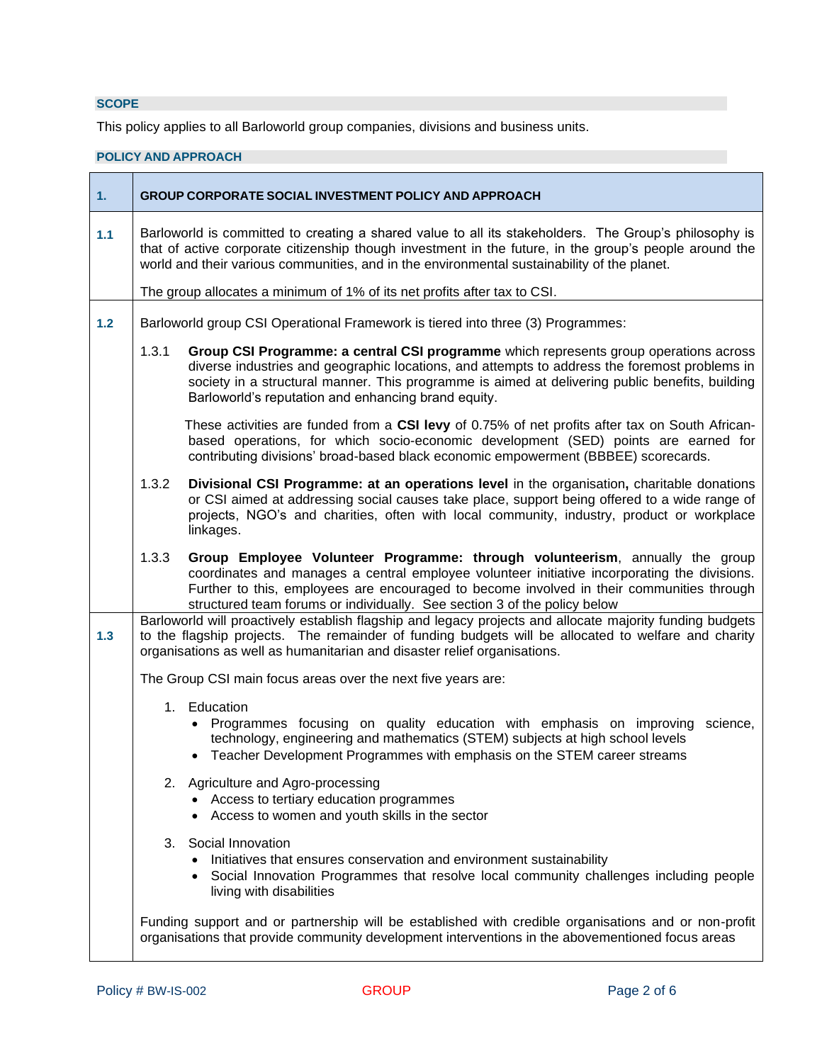## SCOPE

This policy applies to all Barloworld group companies, divisions and business units.

## POLICY AND APPROACH

| | |
|---|---|
| **1.** | **GROUP CORPORATE SOCIAL INVESTMENT POLICY AND APPROACH** |
| **1.1** | Barloworld is committed to creating a shared value to all its stakeholders. The Group's philosophy is that of active corporate citizenship though investment in the future, in the group's people around the world and their various communities, and in the environmental sustainability of the planet.<br><br>The group allocates a minimum of 1% of its net profits after tax to CSI. |
| **1.2** | Barloworld group CSI Operational Framework is tiered into three (3) Programmes:<br><br>1.3.1 **Group CSI Programme: a central CSI programme** which represents group operations across diverse industries and geographic locations, and attempts to address the foremost problems in society in a structural manner. This programme is aimed at delivering public benefits, building Barloworld's reputation and enhancing brand equity.<br><br>These activities are funded from a **CSI levy** of 0.75% of net profits after tax on South African-based operations, for which socio-economic development (SED) points are earned for contributing divisions' broad-based black economic empowerment (BBBEE) scorecards.<br><br>1.3.2 **Divisional CSI Programme: at an operations level** in the organisation**,** charitable donations or CSI aimed at addressing social causes take place, support being offered to a wide range of projects, NGO's and charities, often with local community, industry, product or workplace linkages.<br><br>1.3.3 **Group Employee Volunteer Programme: through volunteerism**, annually the group coordinates and manages a central employee volunteer initiative incorporating the divisions. Further to this, employees are encouraged to become involved in their communities through structured team forums or individually. See section 3 of the policy below |
| **1.3** | Barloworld will proactively establish flagship and legacy projects and allocate majority funding budgets to the flagship projects. The remainder of funding budgets will be allocated to welfare and charity organisations as well as humanitarian and disaster relief organisations.<br><br>The Group CSI main focus areas over the next five years are:<br><br>1. Education<br>• Programmes focusing on quality education with emphasis on improving science, technology, engineering and mathematics (STEM) subjects at high school levels<br>• Teacher Development Programmes with emphasis on the STEM career streams<br><br>2. Agriculture and Agro-processing<br>• Access to tertiary education programmes<br>• Access to women and youth skills in the sector<br><br>3. Social Innovation<br>• Initiatives that ensures conservation and environment sustainability<br>• Social Innovation Programmes that resolve local community challenges including people living with disabilities<br><br>Funding support and or partnership will be established with credible organisations and or non-profit organisations that provide community development interventions in the abovementioned focus areas |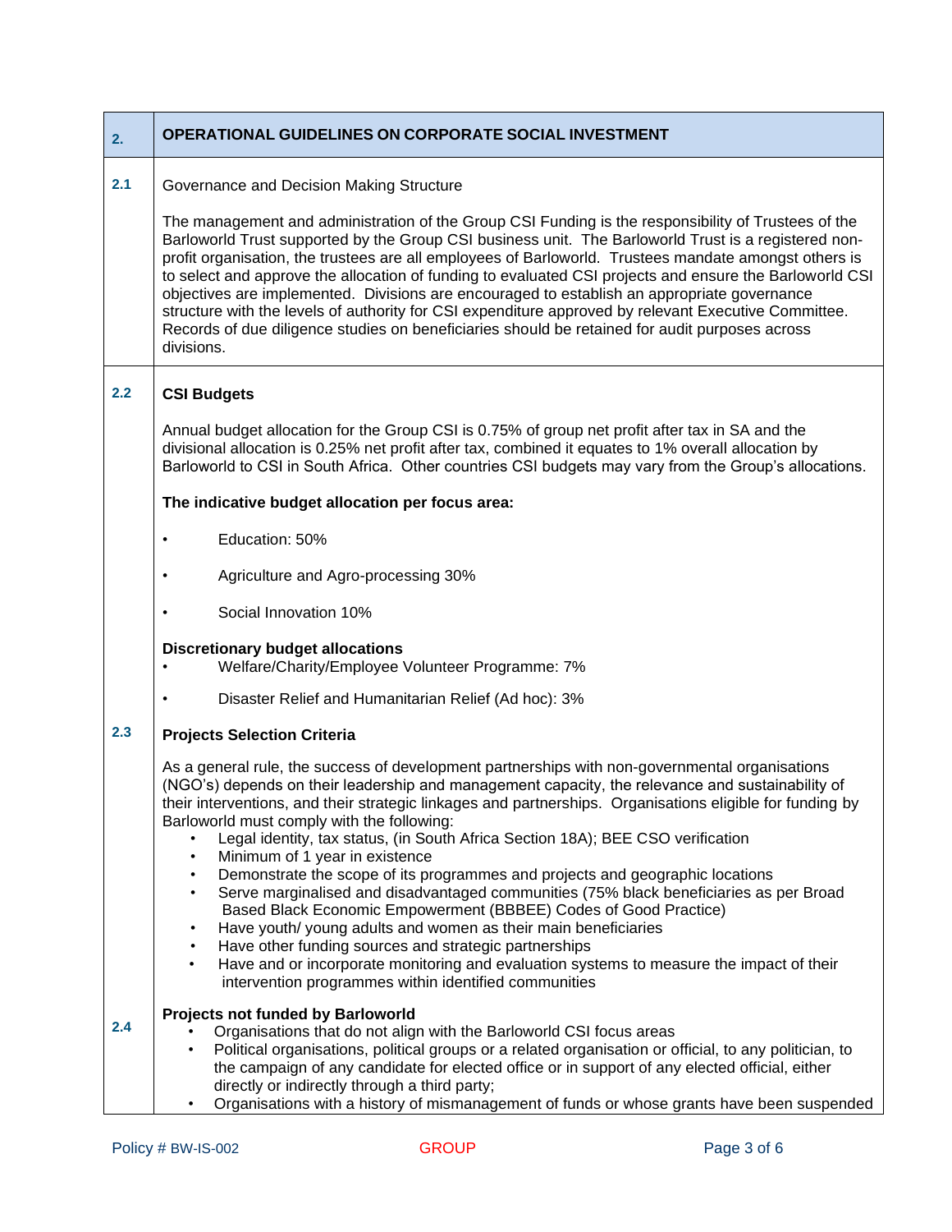## 2. OPERATIONAL GUIDELINES ON CORPORATE SOCIAL INVESTMENT

### 2.1 Governance and Decision Making Structure

The management and administration of the Group CSI Funding is the responsibility of Trustees of the Barloworld Trust supported by the Group CSI business unit. The Barloworld Trust is a registered non-profit organisation, the trustees are all employees of Barloworld. Trustees mandate amongst others is to select and approve the allocation of funding to evaluated CSI projects and ensure the Barloworld CSI objectives are implemented. Divisions are encouraged to establish an appropriate governance structure with the levels of authority for CSI expenditure approved by relevant Executive Committee. Records of due diligence studies on beneficiaries should be retained for audit purposes across divisions.

### 2.2 CSI Budgets

Annual budget allocation for the Group CSI is 0.75% of group net profit after tax in SA and the divisional allocation is 0.25% net profit after tax, combined it equates to 1% overall allocation by Barloworld to CSI in South Africa. Other countries CSI budgets may vary from the Group's allocations.

**The indicative budget allocation per focus area:**

- Education: 50%
- Agriculture and Agro-processing 30%
- Social Innovation 10%

**Discretionary budget allocations**

- Welfare/Charity/Employee Volunteer Programme: 7%
- Disaster Relief and Humanitarian Relief (Ad hoc): 3%

### 2.3 Projects Selection Criteria

As a general rule, the success of development partnerships with non-governmental organisations (NGO's) depends on their leadership and management capacity, the relevance and sustainability of their interventions, and their strategic linkages and partnerships. Organisations eligible for funding by Barloworld must comply with the following:

- Legal identity, tax status, (in South Africa Section 18A); BEE CSO verification
- Minimum of 1 year in existence
- Demonstrate the scope of its programmes and projects and geographic locations
- Serve marginalised and disadvantaged communities (75% black beneficiaries as per Broad Based Black Economic Empowerment (BBBEE) Codes of Good Practice)
- Have youth/ young adults and women as their main beneficiaries
- Have other funding sources and strategic partnerships
- Have and or incorporate monitoring and evaluation systems to measure the impact of their intervention programmes within identified communities

### 2.4 Projects not funded by Barloworld

- Organisations that do not align with the Barloworld CSI focus areas
- Political organisations, political groups or a related organisation or official, to any politician, to the campaign of any candidate for elected office or in support of any elected official, either directly or indirectly through a third party;
- Organisations with a history of mismanagement of funds or whose grants have been suspended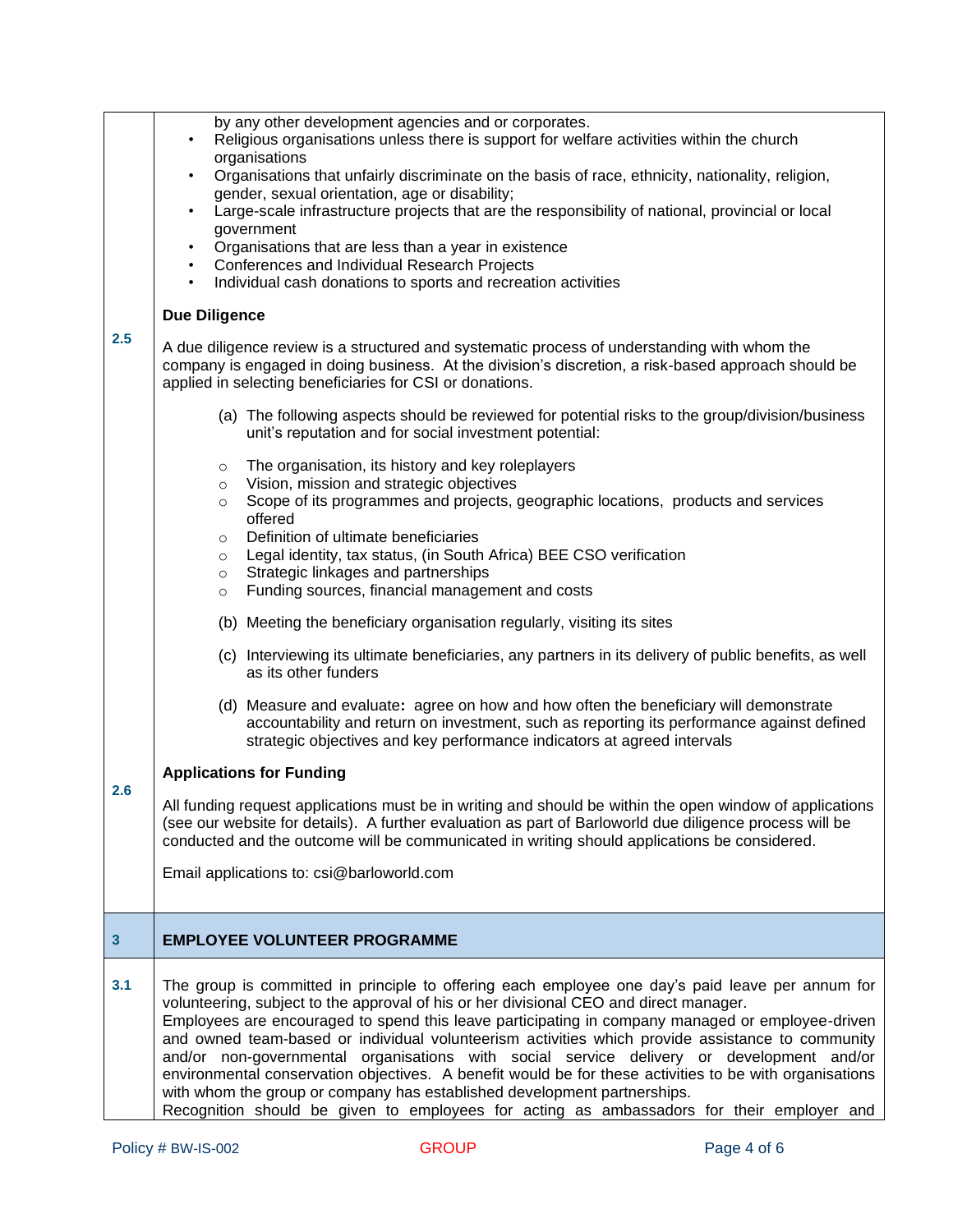by any other development agencies and or corporates.

- Religious organisations unless there is support for welfare activities within the church organisations
- Organisations that unfairly discriminate on the basis of race, ethnicity, nationality, religion, gender, sexual orientation, age or disability;
- Large-scale infrastructure projects that are the responsibility of national, provincial or local government
- Organisations that are less than a year in existence
- Conferences and Individual Research Projects
- Individual cash donations to sports and recreation activities

**2.5 Due Diligence**

A due diligence review is a structured and systematic process of understanding with whom the company is engaged in doing business. At the division's discretion, a risk-based approach should be applied in selecting beneficiaries for CSI or donations.

(a) The following aspects should be reviewed for potential risks to the group/division/business unit's reputation and for social investment potential:

- The organisation, its history and key roleplayers
- Vision, mission and strategic objectives
- Scope of its programmes and projects, geographic locations, products and services offered
- Definition of ultimate beneficiaries
- Legal identity, tax status, (in South Africa) BEE CSO verification
- Strategic linkages and partnerships
- Funding sources, financial management and costs

(b) Meeting the beneficiary organisation regularly, visiting its sites

(c) Interviewing its ultimate beneficiaries, any partners in its delivery of public benefits, as well as its other funders

(d) Measure and evaluate**:** agree on how and how often the beneficiary will demonstrate accountability and return on investment, such as reporting its performance against defined strategic objectives and key performance indicators at agreed intervals

**2.6 Applications for Funding**

All funding request applications must be in writing and should be within the open window of applications (see our website for details). A further evaluation as part of Barloworld due diligence process will be conducted and the outcome will be communicated in writing should applications be considered.

Email applications to: csi@barloworld.com

## 3 EMPLOYEE VOLUNTEER PROGRAMME

**3.1** The group is committed in principle to offering each employee one day's paid leave per annum for volunteering, subject to the approval of his or her divisional CEO and direct manager.
Employees are encouraged to spend this leave participating in company managed or employee-driven and owned team-based or individual volunteerism activities which provide assistance to community and/or non-governmental organisations with social service delivery or development and/or environmental conservation objectives. A benefit would be for these activities to be with organisations with whom the group or company has established development partnerships.
Recognition should be given to employees for acting as ambassadors for their employer and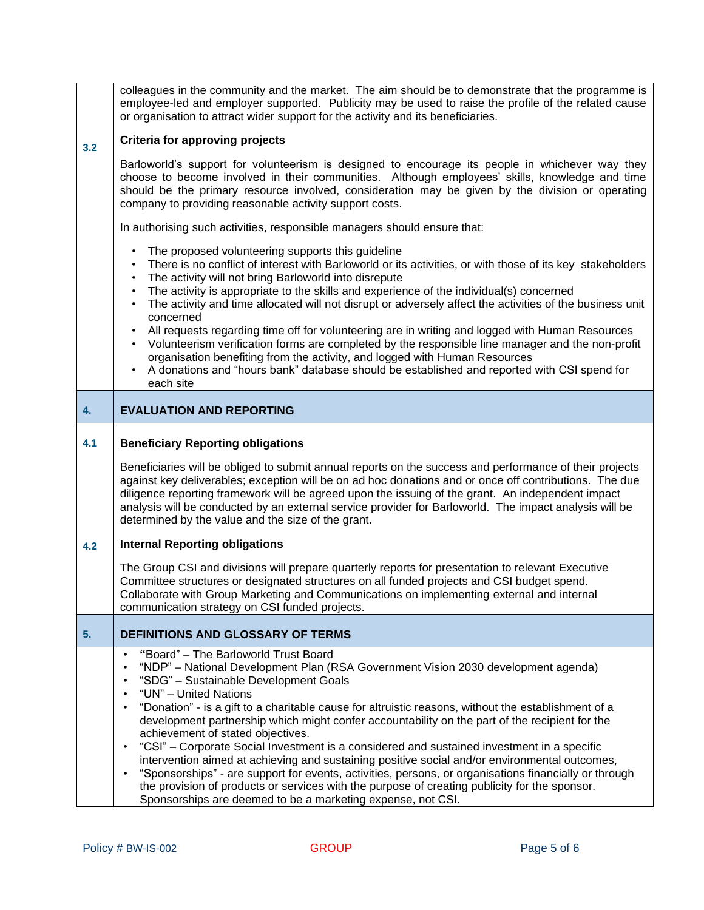colleagues in the community and the market. The aim should be to demonstrate that the programme is employee-led and employer supported. Publicity may be used to raise the profile of the related cause or organisation to attract wider support for the activity and its beneficiaries.

### 3.2 Criteria for approving projects

Barloworld's support for volunteerism is designed to encourage its people in whichever way they choose to become involved in their communities. Although employees' skills, knowledge and time should be the primary resource involved, consideration may be given by the division or operating company to providing reasonable activity support costs.

In authorising such activities, responsible managers should ensure that:

- The proposed volunteering supports this guideline
- There is no conflict of interest with Barloworld or its activities, or with those of its key stakeholders
- The activity will not bring Barloworld into disrepute
- The activity is appropriate to the skills and experience of the individual(s) concerned
- The activity and time allocated will not disrupt or adversely affect the activities of the business unit concerned
- All requests regarding time off for volunteering are in writing and logged with Human Resources
- Volunteerism verification forms are completed by the responsible line manager and the non-profit organisation benefiting from the activity, and logged with Human Resources
- A donations and "hours bank" database should be established and reported with CSI spend for each site

## 4. EVALUATION AND REPORTING

### 4.1 Beneficiary Reporting obligations

Beneficiaries will be obliged to submit annual reports on the success and performance of their projects against key deliverables; exception will be on ad hoc donations and or once off contributions. The due diligence reporting framework will be agreed upon the issuing of the grant. An independent impact analysis will be conducted by an external service provider for Barloworld. The impact analysis will be determined by the value and the size of the grant.

### 4.2 Internal Reporting obligations

The Group CSI and divisions will prepare quarterly reports for presentation to relevant Executive Committee structures or designated structures on all funded projects and CSI budget spend. Collaborate with Group Marketing and Communications on implementing external and internal communication strategy on CSI funded projects.

## 5. DEFINITIONS AND GLOSSARY OF TERMS

- "Board" – The Barloworld Trust Board
- "NDP" – National Development Plan (RSA Government Vision 2030 development agenda)
- "SDG" – Sustainable Development Goals
- "UN" – United Nations
- "Donation" - is a gift to a charitable cause for altruistic reasons, without the establishment of a development partnership which might confer accountability on the part of the recipient for the achievement of stated objectives.
- "CSI" – Corporate Social Investment is a considered and sustained investment in a specific intervention aimed at achieving and sustaining positive social and/or environmental outcomes,
- "Sponsorships" - are support for events, activities, persons, or organisations financially or through the provision of products or services with the purpose of creating publicity for the sponsor. Sponsorships are deemed to be a marketing expense, not CSI.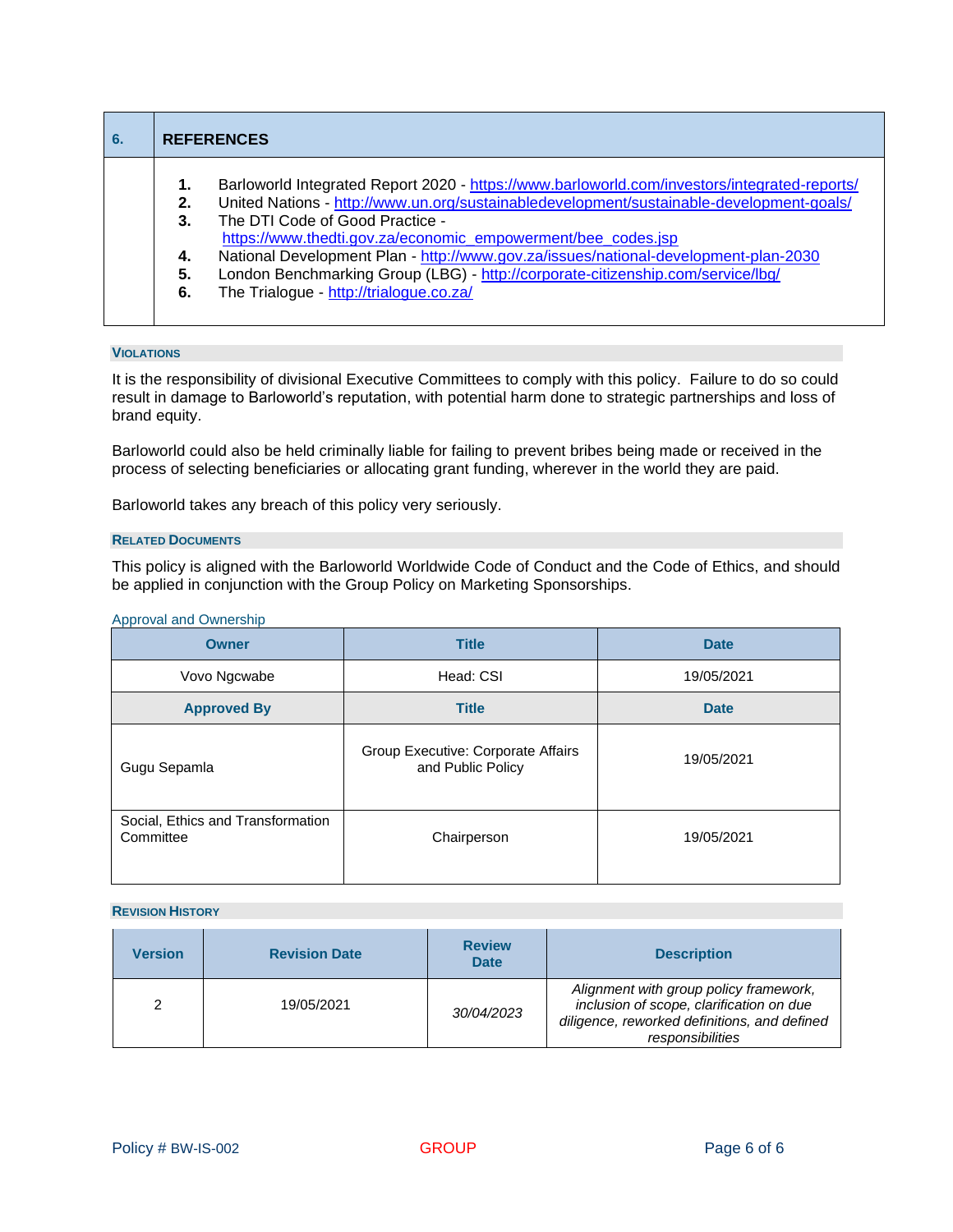## 6. REFERENCES

1. Barloworld Integrated Report 2020 - https://www.barloworld.com/investors/integrated-reports/
2. United Nations - http://www.un.org/sustainabledevelopment/sustainable-development-goals/
3. The DTI Code of Good Practice - https://www.thedti.gov.za/economic_empowerment/bee_codes.jsp
4. National Development Plan - http://www.gov.za/issues/national-development-plan-2030
5. London Benchmarking Group (LBG) - http://corporate-citizenship.com/service/lbg/
6. The Trialogue - http://trialogue.co.za/

### VIOLATIONS

It is the responsibility of divisional Executive Committees to comply with this policy. Failure to do so could result in damage to Barloworld's reputation, with potential harm done to strategic partnerships and loss of brand equity.

Barloworld could also be held criminally liable for failing to prevent bribes being made or received in the process of selecting beneficiaries or allocating grant funding, wherever in the world they are paid.

Barloworld takes any breach of this policy very seriously.

### RELATED DOCUMENTS

This policy is aligned with the Barloworld Worldwide Code of Conduct and the Code of Ethics, and should be applied in conjunction with the Group Policy on Marketing Sponsorships.

### Approval and Ownership

| Owner | Title | Date |
|---|---|---|
| Vovo Ngcwabe | Head: CSI | 19/05/2021 |
| **Approved By** | **Title** | **Date** |
| Gugu Sepamla | Group Executive: Corporate Affairs and Public Policy | 19/05/2021 |
| Social, Ethics and Transformation Committee | Chairperson | 19/05/2021 |

### REVISION HISTORY

| Version | Revision Date | Review Date | Description |
|---|---|---|---|
| 2 | 19/05/2021 | *30/04/2023* | *Alignment with group policy framework, inclusion of scope, clarification on due diligence, reworked definitions, and defined responsibilities* |

Policy # BW-IS-002 GROUP